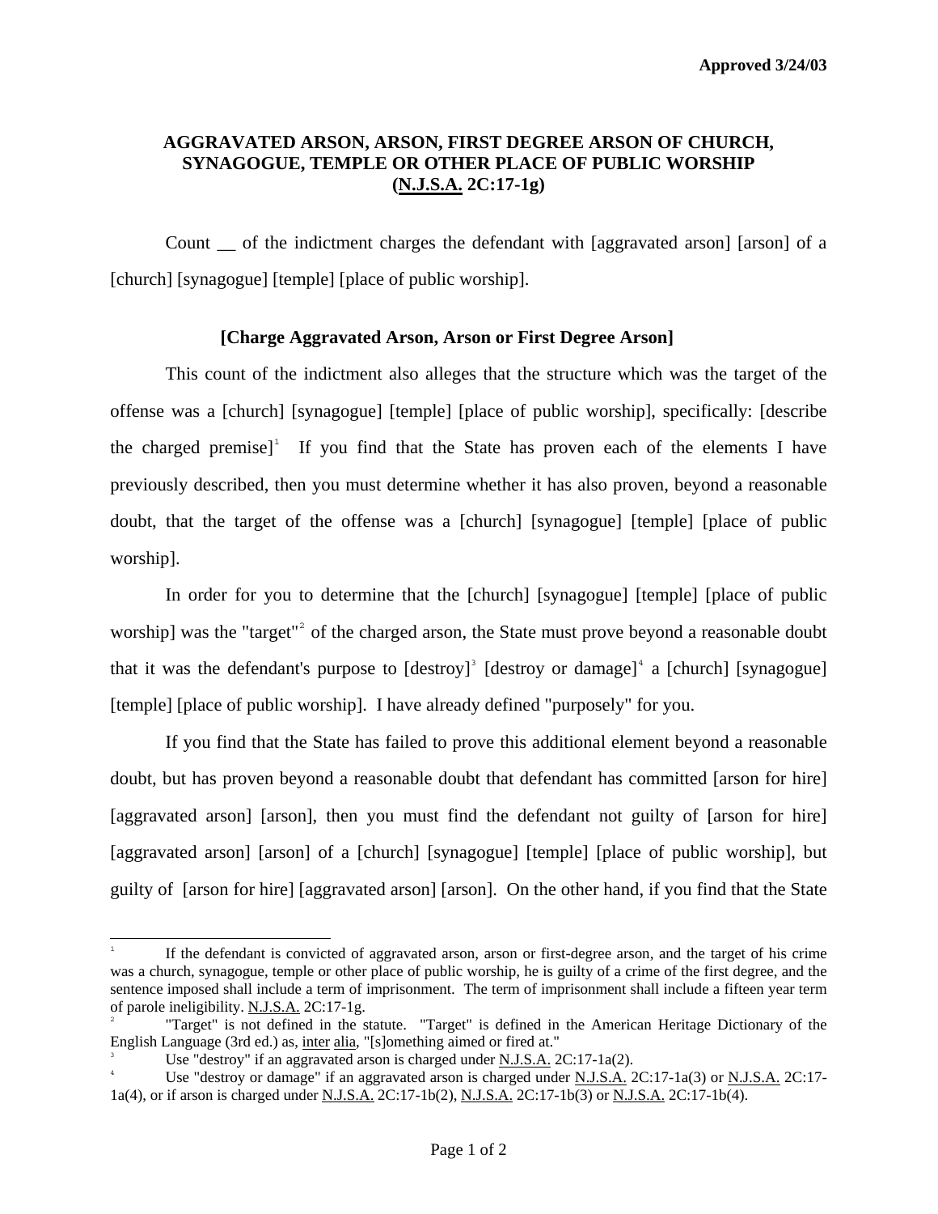**Approved 3/24/03**

# AGGRAVATED ARSON, ARSON, FIRST DEGREE ARSON OF CHURCH, SYNAGOGUE, TEMPLE OR OTHER PLACE OF PUBLIC WORSHIP (N.J.S.A. 2C:17-1g)

Count __ of the indictment charges the defendant with [aggravated arson] [arson] of a [church] [synagogue] [temple] [place of public worship].

**[Charge Aggravated Arson, Arson or First Degree Arson]**

This count of the indictment also alleges that the structure which was the target of the offense was a [church] [synagogue] [temple] [place of public worship], specifically: [describe the charged premise][1] If you find that the State has proven each of the elements I have previously described, then you must determine whether it has also proven, beyond a reasonable doubt, that the target of the offense was a [church] [synagogue] [temple] [place of public worship].

In order for you to determine that the [church] [synagogue] [temple] [place of public worship] was the "target"[2] of the charged arson, the State must prove beyond a reasonable doubt that it was the defendant's purpose to [destroy][3] [destroy or damage][4] a [church] [synagogue] [temple] [place of public worship]. I have already defined "purposely" for you.

If you find that the State has failed to prove this additional element beyond a reasonable doubt, but has proven beyond a reasonable doubt that defendant has committed [arson for hire] [aggravated arson] [arson], then you must find the defendant not guilty of [arson for hire] [aggravated arson] [arson] of a [church] [synagogue] [temple] [place of public worship], but guilty of [arson for hire] [aggravated arson] [arson]. On the other hand, if you find that the State

---

[1] If the defendant is convicted of aggravated arson, arson or first-degree arson, and the target of his crime was a church, synagogue, temple or other place of public worship, he is guilty of a crime of the first degree, and the sentence imposed shall include a term of imprisonment. The term of imprisonment shall include a fifteen year term of parole ineligibility. N.J.S.A. 2C:17-1g.

[2] "Target" is not defined in the statute. "Target" is defined in the American Heritage Dictionary of the English Language (3rd ed.) as, *inter alia*, "[s]omething aimed or fired at."

[3] Use "destroy" if an aggravated arson is charged under N.J.S.A. 2C:17-1a(2).

[4] Use "destroy or damage" if an aggravated arson is charged under N.J.S.A. 2C:17-1a(3) or N.J.S.A. 2C:17-1a(4), or if arson is charged under N.J.S.A. 2C:17-1b(2), N.J.S.A. 2C:17-1b(3) or N.J.S.A. 2C:17-1b(4).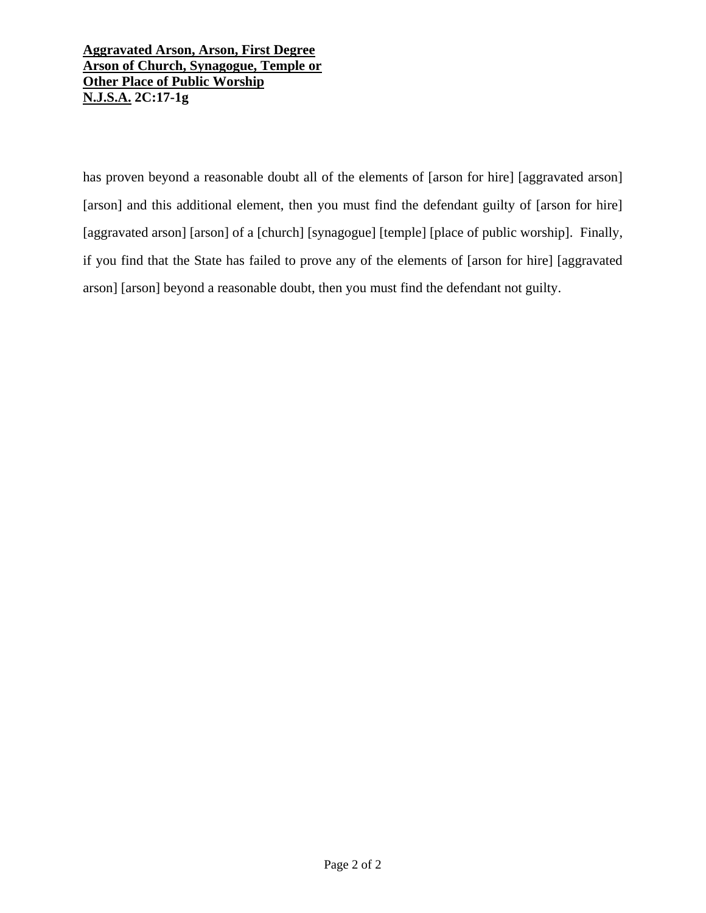has proven beyond a reasonable doubt all of the elements of [arson for hire] [aggravated arson] [arson] and this additional element, then you must find the defendant guilty of [arson for hire] [aggravated arson] [arson] of a [church] [synagogue] [temple] [place of public worship]. Finally, if you find that the State has failed to prove any of the elements of [arson for hire] [aggravated arson] [arson] beyond a reasonable doubt, then you must find the defendant not guilty.